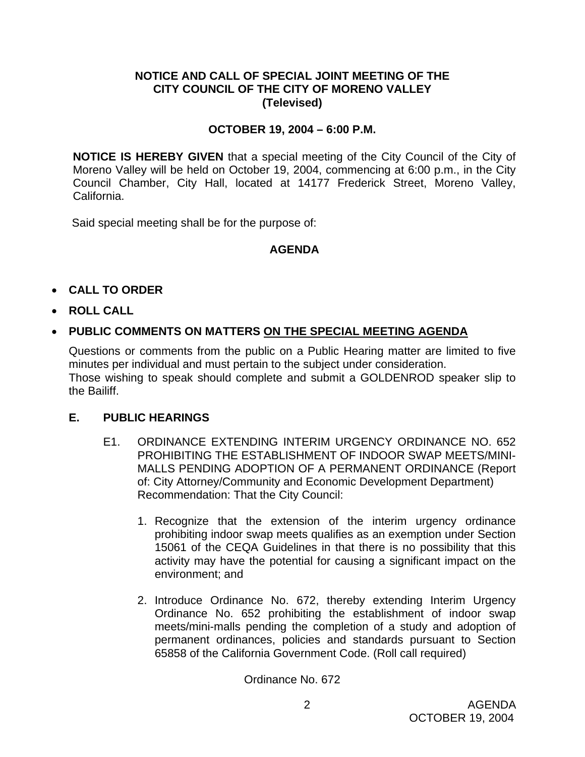**NOTICE AND CALL OF SPECIAL JOINT MEETING OF THE CITY COUNCIL OF THE CITY OF MORENO VALLEY (Televised)**

**OCTOBER 19, 2004 – 6:00 P.M.**

**NOTICE IS HEREBY GIVEN** that a special meeting of the City Council of the City of Moreno Valley will be held on October 19, 2004, commencing at 6:00 p.m., in the City Council Chamber, City Hall, located at 14177 Frederick Street, Moreno Valley, California.

Said special meeting shall be for the purpose of:

## AGENDA

- **CALL TO ORDER**
- **ROLL CALL**
- **PUBLIC COMMENTS ON MATTERS <u>ON THE SPECIAL MEETING AGENDA</u>**

Questions or comments from the public on a Public Hearing matter are limited to five minutes per individual and must pertain to the subject under consideration.
Those wishing to speak should complete and submit a GOLDENROD speaker slip to the Bailiff.

### E. PUBLIC HEARINGS

E1. ORDINANCE EXTENDING INTERIM URGENCY ORDINANCE NO. 652 PROHIBITING THE ESTABLISHMENT OF INDOOR SWAP MEETS/MINI-MALLS PENDING ADOPTION OF A PERMANENT ORDINANCE (Report of: City Attorney/Community and Economic Development Department)
Recommendation: That the City Council:

1. Recognize that the extension of the interim urgency ordinance prohibiting indoor swap meets qualifies as an exemption under Section 15061 of the CEQA Guidelines in that there is no possibility that this activity may have the potential for causing a significant impact on the environment; and

2. Introduce Ordinance No. 672, thereby extending Interim Urgency Ordinance No. 652 prohibiting the establishment of indoor swap meets/mini-malls pending the completion of a study and adoption of permanent ordinances, policies and standards pursuant to Section 65858 of the California Government Code. (Roll call required)

Ordinance No. 672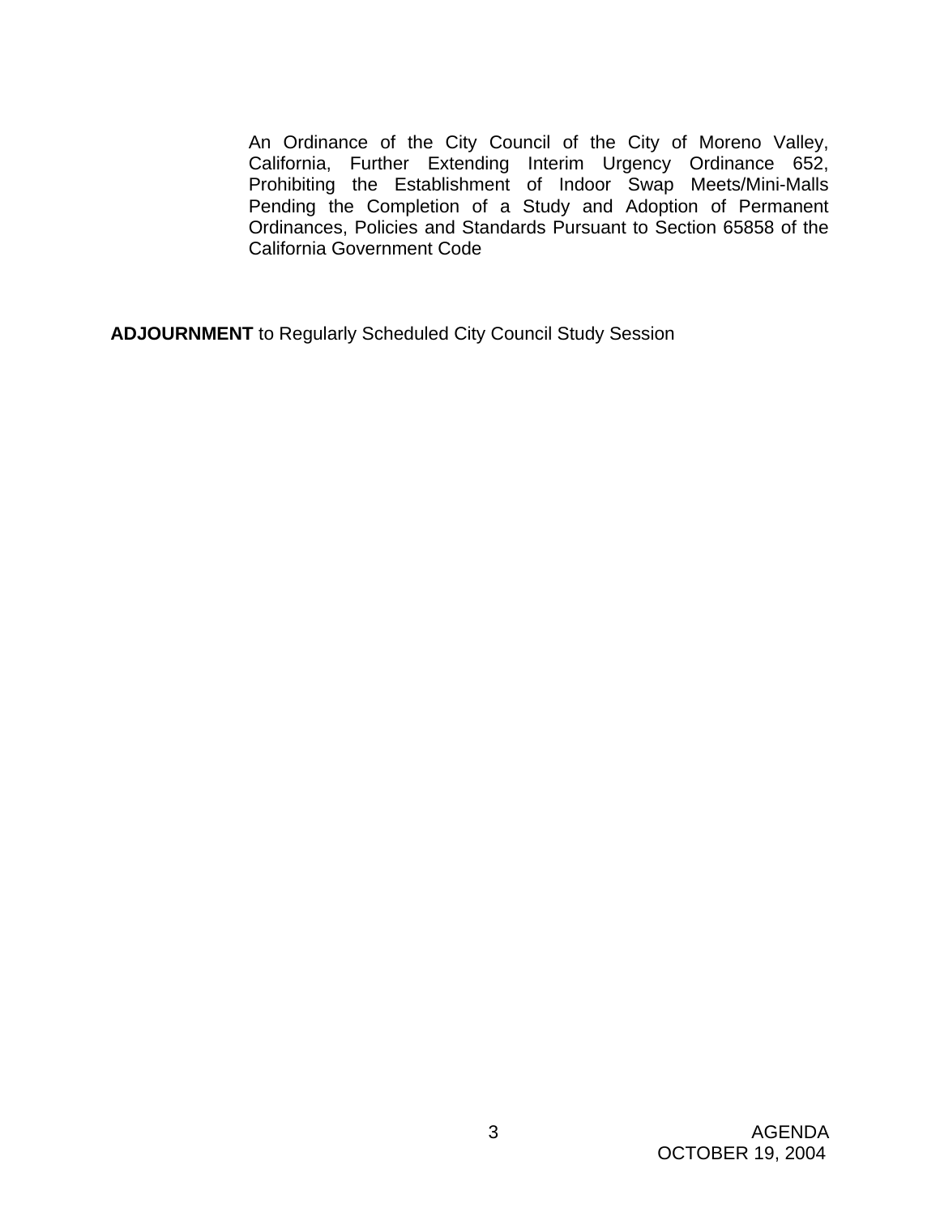An Ordinance of the City Council of the City of Moreno Valley, California, Further Extending Interim Urgency Ordinance 652, Prohibiting the Establishment of Indoor Swap Meets/Mini-Malls Pending the Completion of a Study and Adoption of Permanent Ordinances, Policies and Standards Pursuant to Section 65858 of the California Government Code

**ADJOURNMENT** to Regularly Scheduled City Council Study Session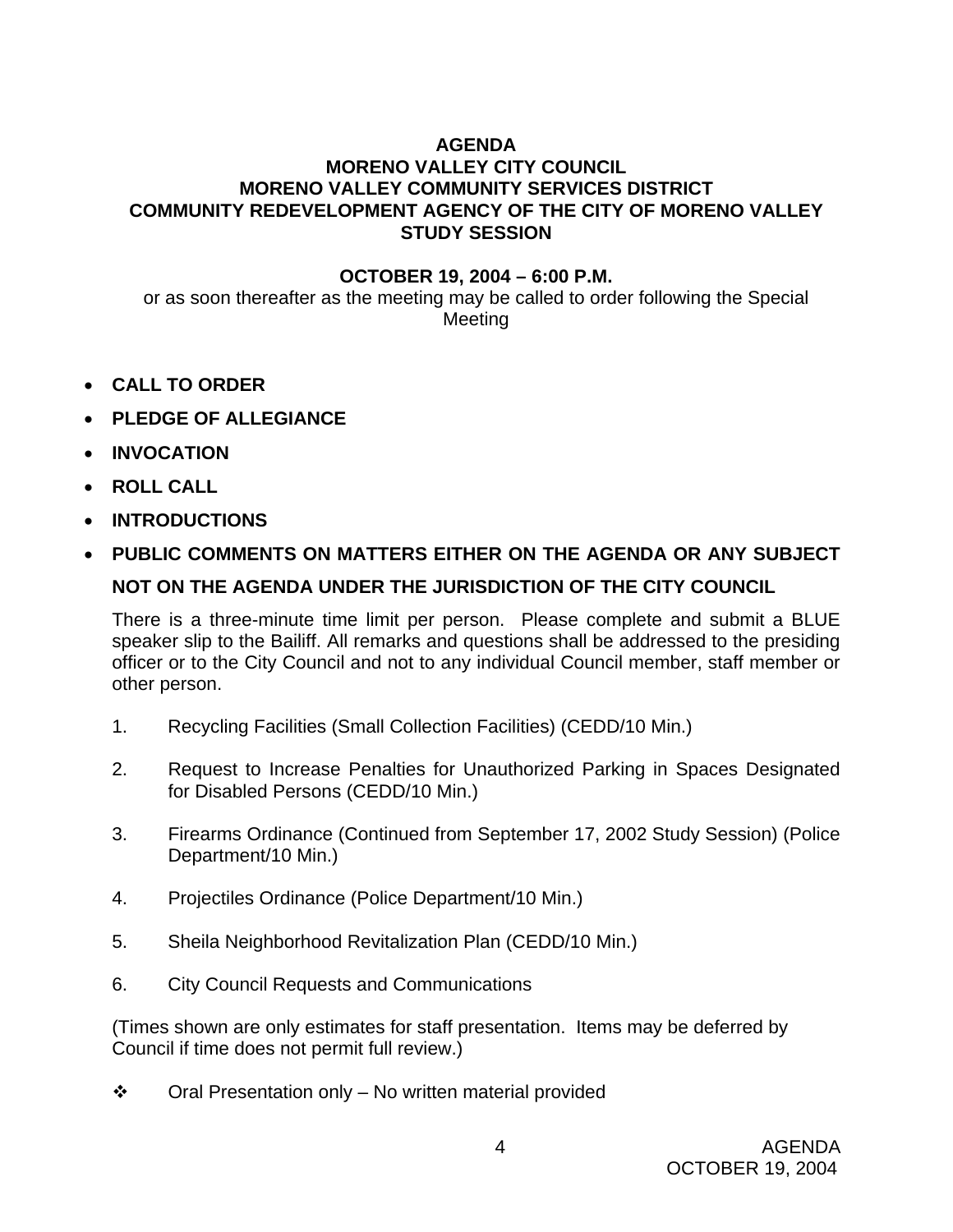# AGENDA
# MORENO VALLEY CITY COUNCIL
# MORENO VALLEY COMMUNITY SERVICES DISTRICT
# COMMUNITY REDEVELOPMENT AGENCY OF THE CITY OF MORENO VALLEY
# STUDY SESSION

**OCTOBER 19, 2004 – 6:00 P.M.**

or as soon thereafter as the meeting may be called to order following the Special Meeting

- **CALL TO ORDER**
- **PLEDGE OF ALLEGIANCE**
- **INVOCATION**
- **ROLL CALL**
- **INTRODUCTIONS**
- **PUBLIC COMMENTS ON MATTERS EITHER ON THE AGENDA OR ANY SUBJECT NOT ON THE AGENDA UNDER THE JURISDICTION OF THE CITY COUNCIL**

There is a three-minute time limit per person. Please complete and submit a BLUE speaker slip to the Bailiff. All remarks and questions shall be addressed to the presiding officer or to the City Council and not to any individual Council member, staff member or other person.

1. Recycling Facilities (Small Collection Facilities) (CEDD/10 Min.)
2. Request to Increase Penalties for Unauthorized Parking in Spaces Designated for Disabled Persons (CEDD/10 Min.)
3. Firearms Ordinance (Continued from September 17, 2002 Study Session) (Police Department/10 Min.)
4. Projectiles Ordinance (Police Department/10 Min.)
5. Sheila Neighborhood Revitalization Plan (CEDD/10 Min.)
6. City Council Requests and Communications

(Times shown are only estimates for staff presentation. Items may be deferred by Council if time does not permit full review.)

❖ Oral Presentation only – No written material provided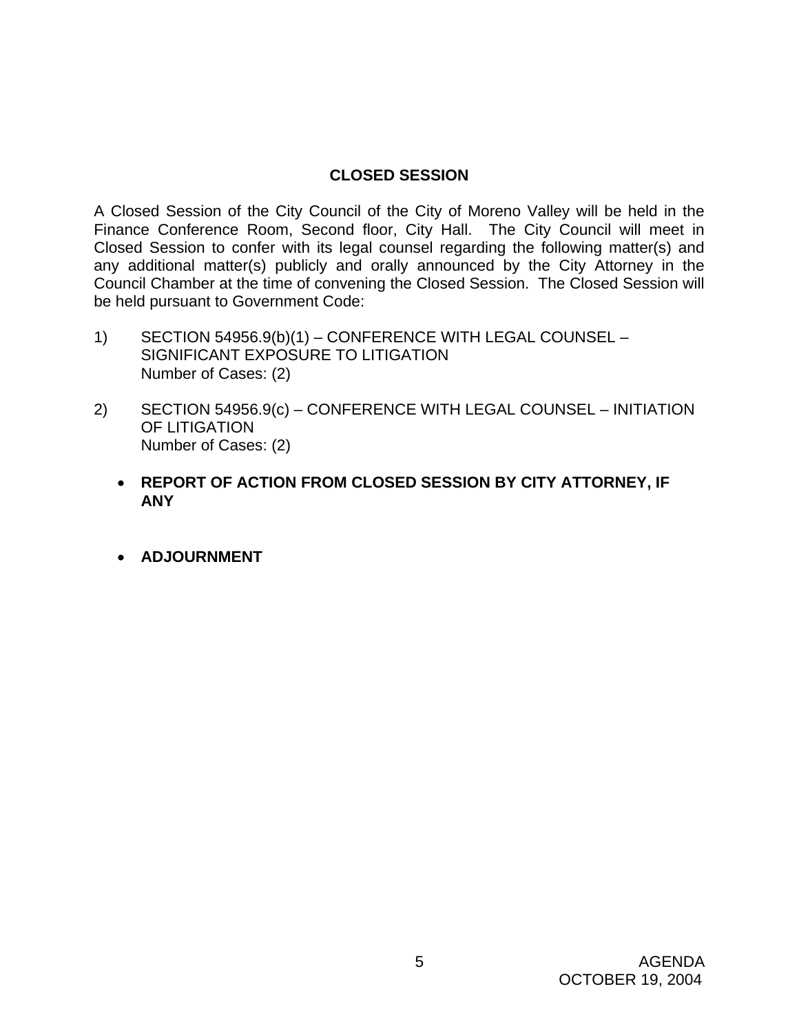## CLOSED SESSION

A Closed Session of the City Council of the City of Moreno Valley will be held in the Finance Conference Room, Second floor, City Hall. The City Council will meet in Closed Session to confer with its legal counsel regarding the following matter(s) and any additional matter(s) publicly and orally announced by the City Attorney in the Council Chamber at the time of convening the Closed Session. The Closed Session will be held pursuant to Government Code:

1) SECTION 54956.9(b)(1) – CONFERENCE WITH LEGAL COUNSEL – SIGNIFICANT EXPOSURE TO LITIGATION
   Number of Cases: (2)

2) SECTION 54956.9(c) – CONFERENCE WITH LEGAL COUNSEL – INITIATION OF LITIGATION
   Number of Cases: (2)

- **REPORT OF ACTION FROM CLOSED SESSION BY CITY ATTORNEY, IF ANY**

- **ADJOURNMENT**